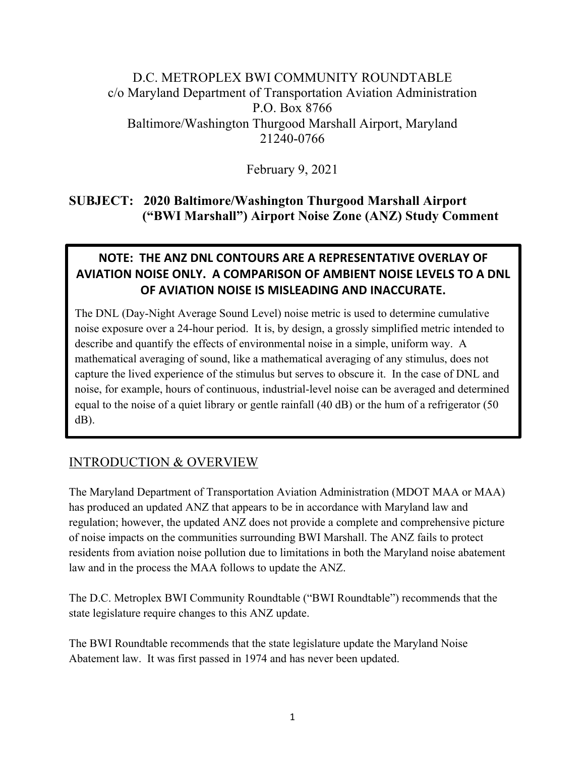D.C. METROPLEX BWI COMMUNITY ROUNDTABLE
c/o Maryland Department of Transportation Aviation Administration
P.O. Box 8766
Baltimore/Washington Thurgood Marshall Airport, Maryland
21240-0766

February 9, 2021

## SUBJECT: 2020 Baltimore/Washington Thurgood Marshall Airport ("BWI Marshall") Airport Noise Zone (ANZ) Study Comment

> **NOTE: THE ANZ DNL CONTOURS ARE A REPRESENTATIVE OVERLAY OF AVIATION NOISE ONLY. A COMPARISON OF AMBIENT NOISE LEVELS TO A DNL OF AVIATION NOISE IS MISLEADING AND INACCURATE.**
>
> The DNL (Day-Night Average Sound Level) noise metric is used to determine cumulative noise exposure over a 24-hour period. It is, by design, a grossly simplified metric intended to describe and quantify the effects of environmental noise in a simple, uniform way. A mathematical averaging of sound, like a mathematical averaging of any stimulus, does not capture the lived experience of the stimulus but serves to obscure it. In the case of DNL and noise, for example, hours of continuous, industrial-level noise can be averaged and determined equal to the noise of a quiet library or gentle rainfall (40 dB) or the hum of a refrigerator (50 dB).

## INTRODUCTION & OVERVIEW

The Maryland Department of Transportation Aviation Administration (MDOT MAA or MAA) has produced an updated ANZ that appears to be in accordance with Maryland law and regulation; however, the updated ANZ does not provide a complete and comprehensive picture of noise impacts on the communities surrounding BWI Marshall. The ANZ fails to protect residents from aviation noise pollution due to limitations in both the Maryland noise abatement law and in the process the MAA follows to update the ANZ.

The D.C. Metroplex BWI Community Roundtable ("BWI Roundtable") recommends that the state legislature require changes to this ANZ update.

The BWI Roundtable recommends that the state legislature update the Maryland Noise Abatement law. It was first passed in 1974 and has never been updated.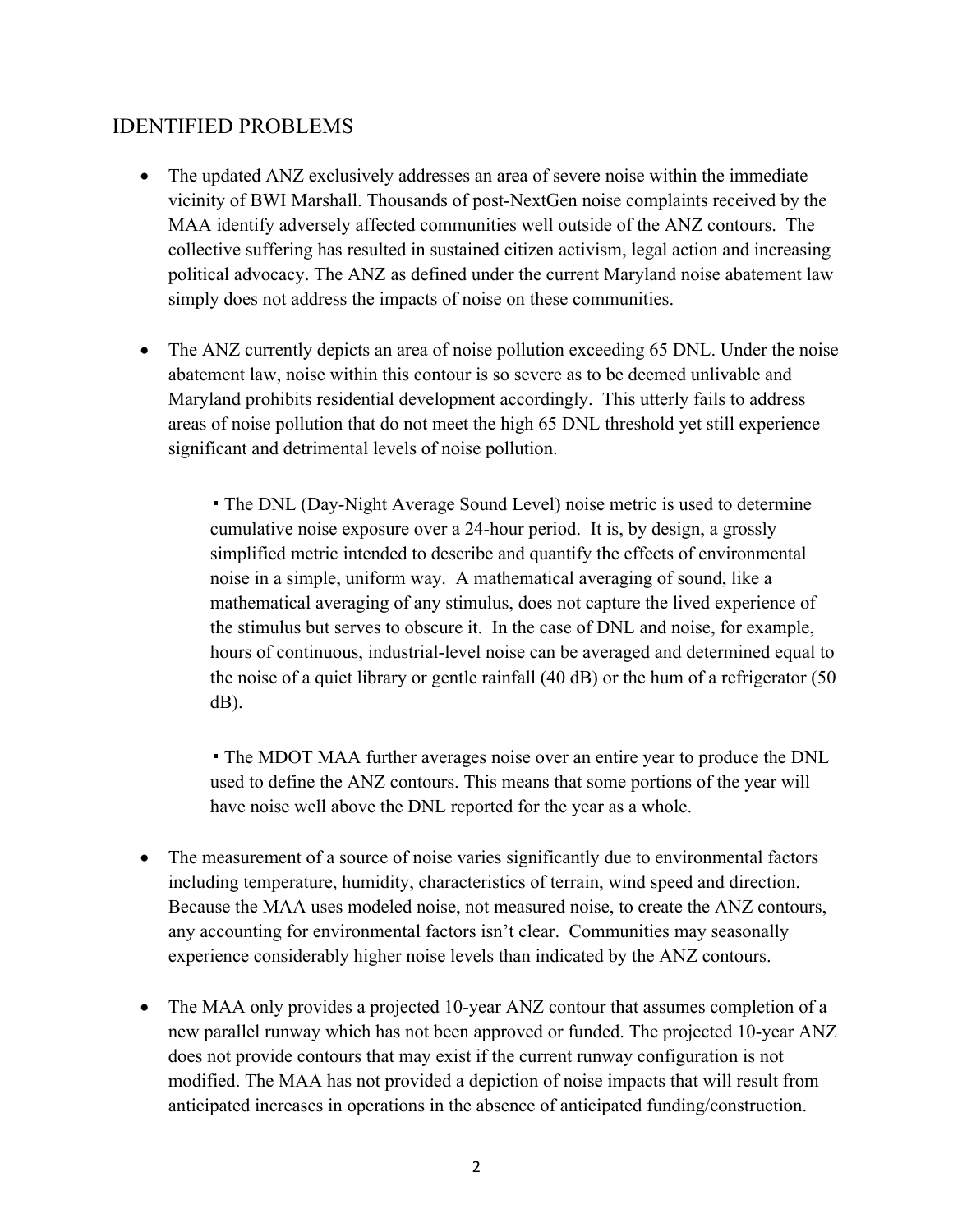## IDENTIFIED PROBLEMS

- The updated ANZ exclusively addresses an area of severe noise within the immediate vicinity of BWI Marshall. Thousands of post-NextGen noise complaints received by the MAA identify adversely affected communities well outside of the ANZ contours. The collective suffering has resulted in sustained citizen activism, legal action and increasing political advocacy. The ANZ as defined under the current Maryland noise abatement law simply does not address the impacts of noise on these communities.

- The ANZ currently depicts an area of noise pollution exceeding 65 DNL. Under the noise abatement law, noise within this contour is so severe as to be deemed unlivable and Maryland prohibits residential development accordingly. This utterly fails to address areas of noise pollution that do not meet the high 65 DNL threshold yet still experience significant and detrimental levels of noise pollution.

  - The DNL (Day-Night Average Sound Level) noise metric is used to determine cumulative noise exposure over a 24-hour period. It is, by design, a grossly simplified metric intended to describe and quantify the effects of environmental noise in a simple, uniform way. A mathematical averaging of sound, like a mathematical averaging of any stimulus, does not capture the lived experience of the stimulus but serves to obscure it. In the case of DNL and noise, for example, hours of continuous, industrial-level noise can be averaged and determined equal to the noise of a quiet library or gentle rainfall (40 dB) or the hum of a refrigerator (50 dB).

  - The MDOT MAA further averages noise over an entire year to produce the DNL used to define the ANZ contours. This means that some portions of the year will have noise well above the DNL reported for the year as a whole.

- The measurement of a source of noise varies significantly due to environmental factors including temperature, humidity, characteristics of terrain, wind speed and direction. Because the MAA uses modeled noise, not measured noise, to create the ANZ contours, any accounting for environmental factors isn't clear. Communities may seasonally experience considerably higher noise levels than indicated by the ANZ contours.

- The MAA only provides a projected 10-year ANZ contour that assumes completion of a new parallel runway which has not been approved or funded. The projected 10-year ANZ does not provide contours that may exist if the current runway configuration is not modified. The MAA has not provided a depiction of noise impacts that will result from anticipated increases in operations in the absence of anticipated funding/construction.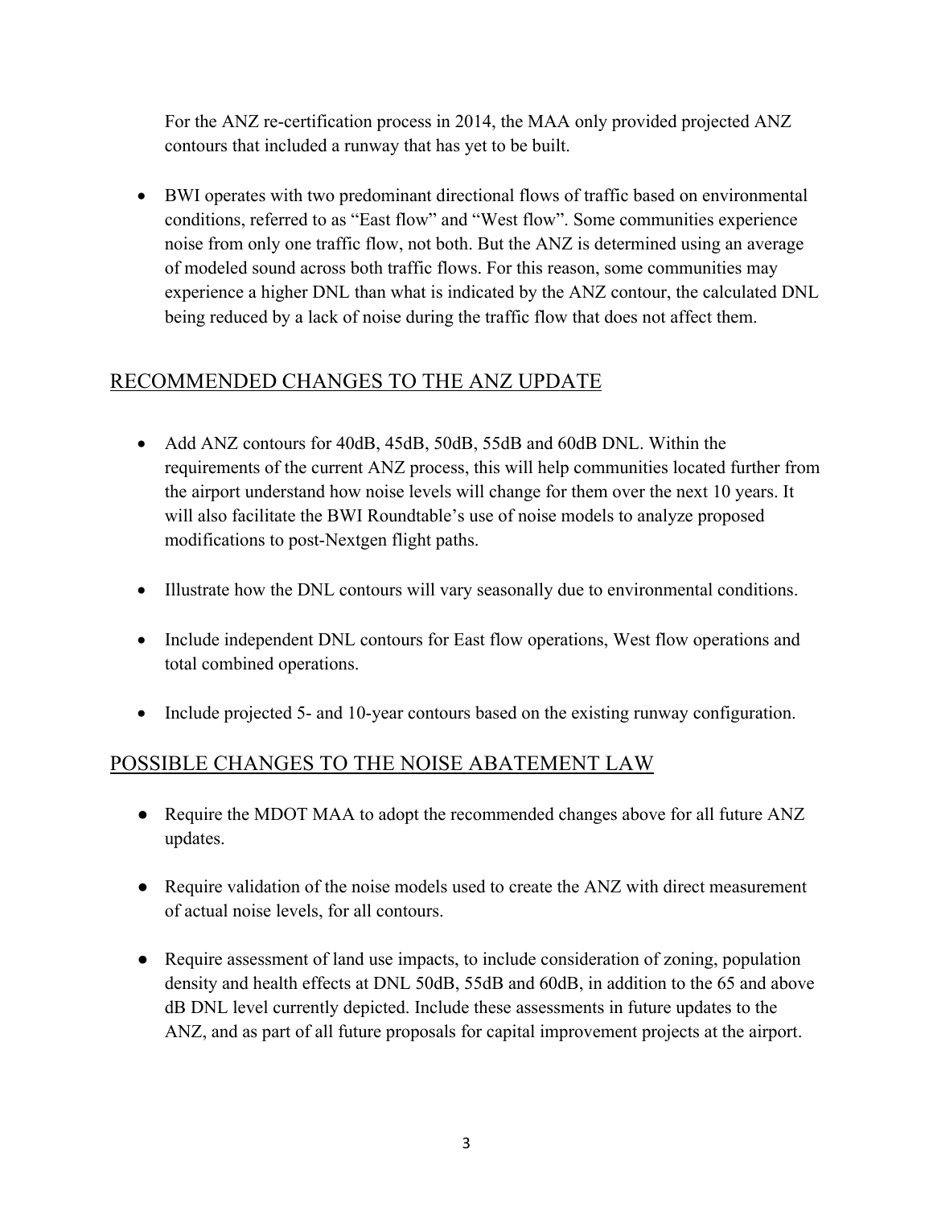For the ANZ re-certification process in 2014, the MAA only provided projected ANZ contours that included a runway that has yet to be built.

- BWI operates with two predominant directional flows of traffic based on environmental conditions, referred to as "East flow" and "West flow". Some communities experience noise from only one traffic flow, not both. But the ANZ is determined using an average of modeled sound across both traffic flows. For this reason, some communities may experience a higher DNL than what is indicated by the ANZ contour, the calculated DNL being reduced by a lack of noise during the traffic flow that does not affect them.

## RECOMMENDED CHANGES TO THE ANZ UPDATE

- Add ANZ contours for 40dB, 45dB, 50dB, 55dB and 60dB DNL. Within the requirements of the current ANZ process, this will help communities located further from the airport understand how noise levels will change for them over the next 10 years. It will also facilitate the BWI Roundtable's use of noise models to analyze proposed modifications to post-Nextgen flight paths.

- Illustrate how the DNL contours will vary seasonally due to environmental conditions.

- Include independent DNL contours for East flow operations, West flow operations and total combined operations.

- Include projected 5- and 10-year contours based on the existing runway configuration.

## POSSIBLE CHANGES TO THE NOISE ABATEMENT LAW

- Require the MDOT MAA to adopt the recommended changes above for all future ANZ updates.

- Require validation of the noise models used to create the ANZ with direct measurement of actual noise levels, for all contours.

- Require assessment of land use impacts, to include consideration of zoning, population density and health effects at DNL 50dB, 55dB and 60dB, in addition to the 65 and above dB DNL level currently depicted. Include these assessments in future updates to the ANZ, and as part of all future proposals for capital improvement projects at the airport.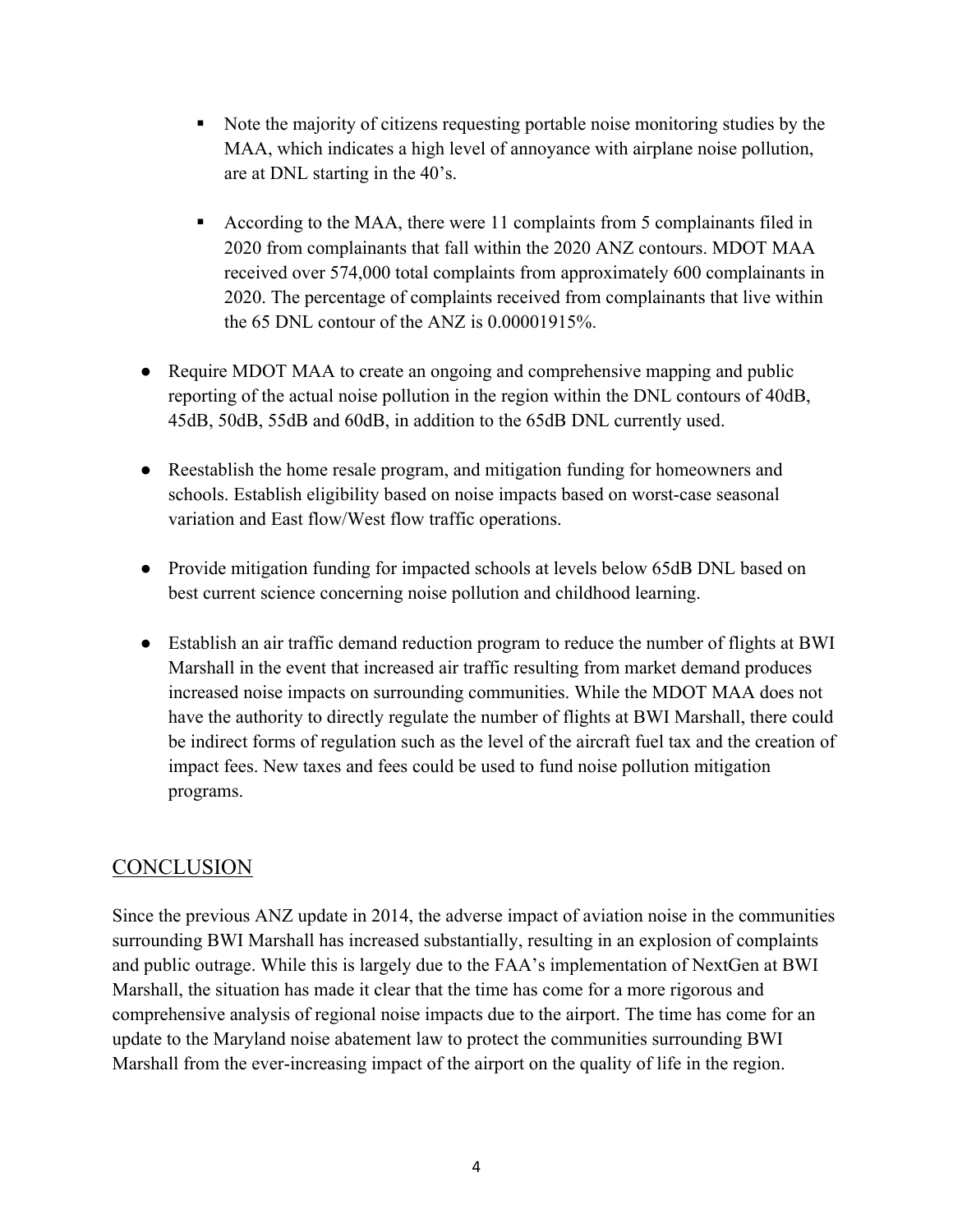- Note the majority of citizens requesting portable noise monitoring studies by the MAA, which indicates a high level of annoyance with airplane noise pollution, are at DNL starting in the 40's.

  - According to the MAA, there were 11 complaints from 5 complainants filed in 2020 from complainants that fall within the 2020 ANZ contours. MDOT MAA received over 574,000 total complaints from approximately 600 complainants in 2020. The percentage of complaints received from complainants that live within the 65 DNL contour of the ANZ is 0.00001915%.

- Require MDOT MAA to create an ongoing and comprehensive mapping and public reporting of the actual noise pollution in the region within the DNL contours of 40dB, 45dB, 50dB, 55dB and 60dB, in addition to the 65dB DNL currently used.

- Reestablish the home resale program, and mitigation funding for homeowners and schools. Establish eligibility based on noise impacts based on worst-case seasonal variation and East flow/West flow traffic operations.

- Provide mitigation funding for impacted schools at levels below 65dB DNL based on best current science concerning noise pollution and childhood learning.

- Establish an air traffic demand reduction program to reduce the number of flights at BWI Marshall in the event that increased air traffic resulting from market demand produces increased noise impacts on surrounding communities. While the MDOT MAA does not have the authority to directly regulate the number of flights at BWI Marshall, there could be indirect forms of regulation such as the level of the aircraft fuel tax and the creation of impact fees. New taxes and fees could be used to fund noise pollution mitigation programs.

## CONCLUSION

Since the previous ANZ update in 2014, the adverse impact of aviation noise in the communities surrounding BWI Marshall has increased substantially, resulting in an explosion of complaints and public outrage. While this is largely due to the FAA's implementation of NextGen at BWI Marshall, the situation has made it clear that the time has come for a more rigorous and comprehensive analysis of regional noise impacts due to the airport. The time has come for an update to the Maryland noise abatement law to protect the communities surrounding BWI Marshall from the ever-increasing impact of the airport on the quality of life in the region.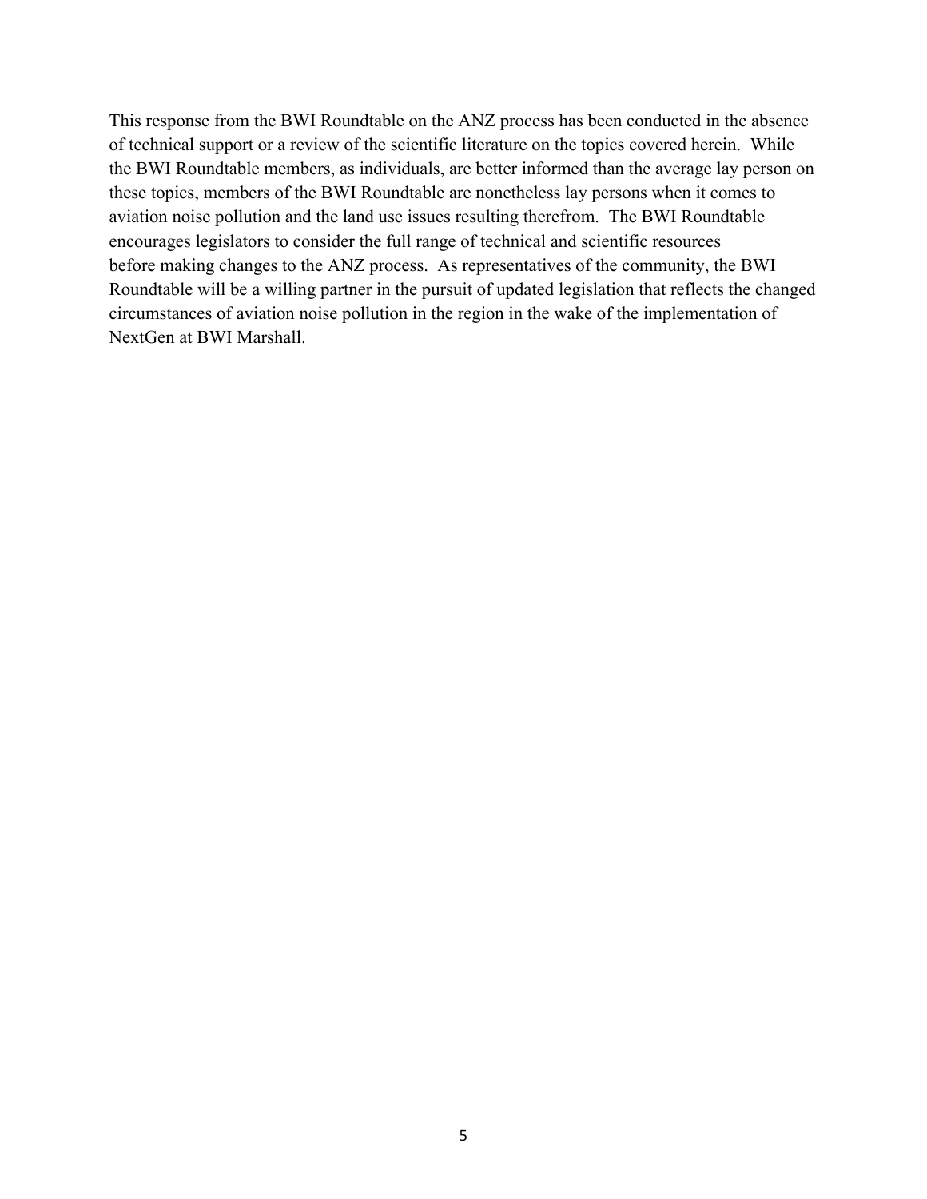This response from the BWI Roundtable on the ANZ process has been conducted in the absence of technical support or a review of the scientific literature on the topics covered herein. While the BWI Roundtable members, as individuals, are better informed than the average lay person on these topics, members of the BWI Roundtable are nonetheless lay persons when it comes to aviation noise pollution and the land use issues resulting therefrom. The BWI Roundtable encourages legislators to consider the full range of technical and scientific resources before making changes to the ANZ process. As representatives of the community, the BWI Roundtable will be a willing partner in the pursuit of updated legislation that reflects the changed circumstances of aviation noise pollution in the region in the wake of the implementation of NextGen at BWI Marshall.